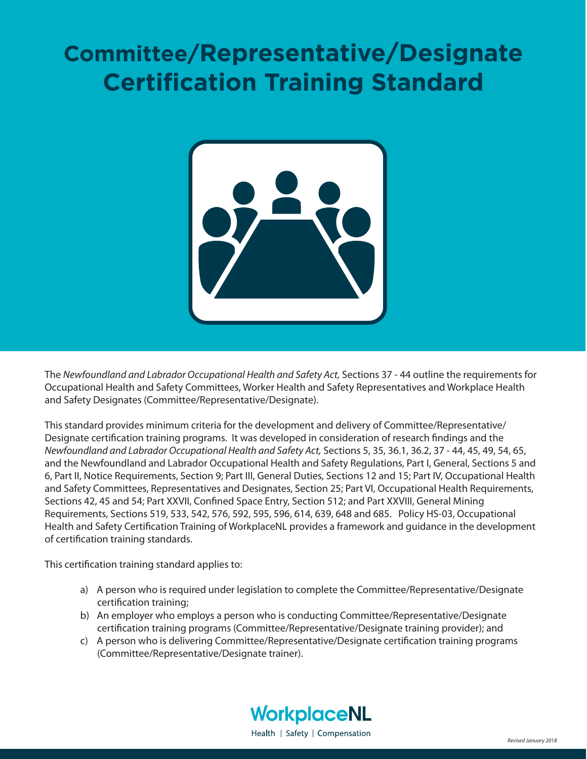# Committee/Representative/Designate Certification Training Standard

The *Newfoundland and Labrador Occupational Health and Safety Act,* Sections 37 - 44 outline the requirements for Occupational Health and Safety Committees, Worker Health and Safety Representatives and Workplace Health and Safety Designates (Committee/Representative/Designate).

This standard provides minimum criteria for the development and delivery of Committee/Representative/Designate certification training programs. It was developed in consideration of research findings and the *Newfoundland and Labrador Occupational Health and Safety Act,* Sections 5, 35, 36.1, 36.2, 37 - 44, 45, 49, 54, 65, and the Newfoundland and Labrador Occupational Health and Safety Regulations, Part I, General, Sections 5 and 6, Part II, Notice Requirements, Section 9; Part III, General Duties, Sections 12 and 15; Part IV, Occupational Health and Safety Committees, Representatives and Designates, Section 25; Part VI, Occupational Health Requirements, Sections 42, 45 and 54; Part XXVII, Confined Space Entry, Section 512; and Part XXVIII, General Mining Requirements, Sections 519, 533, 542, 576, 592, 595, 596, 614, 639, 648 and 685. Policy HS-03, Occupational Health and Safety Certification Training of WorkplaceNL provides a framework and guidance in the development of certification training standards.

This certification training standard applies to:

a) A person who is required under legislation to complete the Committee/Representative/Designate certification training;

b) An employer who employs a person who is conducting Committee/Representative/Designate certification training programs (Committee/Representative/Designate training provider); and

c) A person who is delivering Committee/Representative/Designate certification training programs (Committee/Representative/Designate trainer).

WorkplaceNL

Health | Safety | Compensation

*Revised January 2018*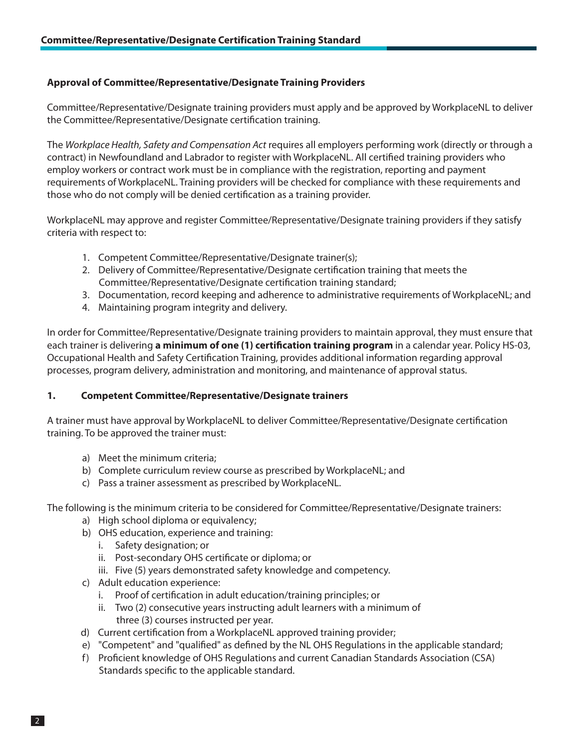## Approval of Committee/Representative/Designate Training Providers

Committee/Representative/Designate training providers must apply and be approved by WorkplaceNL to deliver the Committee/Representative/Designate certification training.

The *Workplace Health, Safety and Compensation Act* requires all employers performing work (directly or through a contract) in Newfoundland and Labrador to register with WorkplaceNL. All certified training providers who employ workers or contract work must be in compliance with the registration, reporting and payment requirements of WorkplaceNL. Training providers will be checked for compliance with these requirements and those who do not comply will be denied certification as a training provider.

WorkplaceNL may approve and register Committee/Representative/Designate training providers if they satisfy criteria with respect to:

1. Competent Committee/Representative/Designate trainer(s);
2. Delivery of Committee/Representative/Designate certification training that meets the Committee/Representative/Designate certification training standard;
3. Documentation, record keeping and adherence to administrative requirements of WorkplaceNL; and
4. Maintaining program integrity and delivery.

In order for Committee/Representative/Designate training providers to maintain approval, they must ensure that each trainer is delivering **a minimum of one (1) certification training program** in a calendar year. Policy HS-03, Occupational Health and Safety Certification Training, provides additional information regarding approval processes, program delivery, administration and monitoring, and maintenance of approval status.

### 1. Competent Committee/Representative/Designate trainers

A trainer must have approval by WorkplaceNL to deliver Committee/Representative/Designate certification training. To be approved the trainer must:

a) Meet the minimum criteria;
b) Complete curriculum review course as prescribed by WorkplaceNL; and
c) Pass a trainer assessment as prescribed by WorkplaceNL.

The following is the minimum criteria to be considered for Committee/Representative/Designate trainers:

a) High school diploma or equivalency;
b) OHS education, experience and training:
   i. Safety designation; or
   ii. Post-secondary OHS certificate or diploma; or
   iii. Five (5) years demonstrated safety knowledge and competency.
c) Adult education experience:
   i. Proof of certification in adult education/training principles; or
   ii. Two (2) consecutive years instructing adult learners with a minimum of three (3) courses instructed per year.
d) Current certification from a WorkplaceNL approved training provider;
e) "Competent" and "qualified" as defined by the NL OHS Regulations in the applicable standard;
f) Proficient knowledge of OHS Regulations and current Canadian Standards Association (CSA) Standards specific to the applicable standard.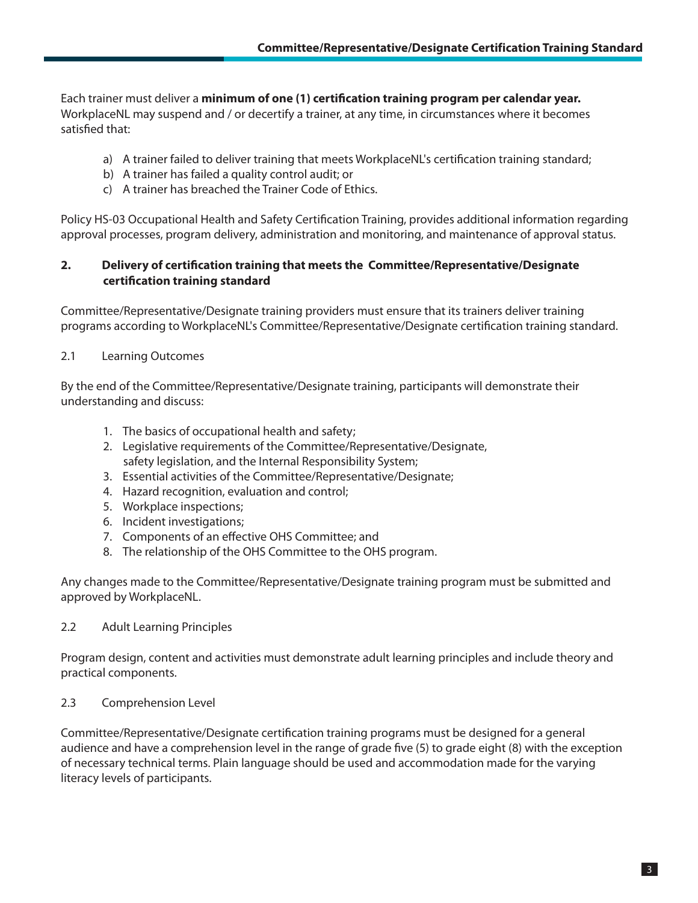Each trainer must deliver a **minimum of one (1) certification training program per calendar year.** WorkplaceNL may suspend and / or decertify a trainer, at any time, in circumstances where it becomes satisfied that:

a) A trainer failed to deliver training that meets WorkplaceNL's certification training standard;
b) A trainer has failed a quality control audit; or
c) A trainer has breached the Trainer Code of Ethics.

Policy HS-03 Occupational Health and Safety Certification Training, provides additional information regarding approval processes, program delivery, administration and monitoring, and maintenance of approval status.

## 2. Delivery of certification training that meets the Committee/Representative/Designate certification training standard

Committee/Representative/Designate training providers must ensure that its trainers deliver training programs according to WorkplaceNL's Committee/Representative/Designate certification training standard.

### 2.1 Learning Outcomes

By the end of the Committee/Representative/Designate training, participants will demonstrate their understanding and discuss:

1. The basics of occupational health and safety;
2. Legislative requirements of the Committee/Representative/Designate, safety legislation, and the Internal Responsibility System;
3. Essential activities of the Committee/Representative/Designate;
4. Hazard recognition, evaluation and control;
5. Workplace inspections;
6. Incident investigations;
7. Components of an effective OHS Committee; and
8. The relationship of the OHS Committee to the OHS program.

Any changes made to the Committee/Representative/Designate training program must be submitted and approved by WorkplaceNL.

### 2.2 Adult Learning Principles

Program design, content and activities must demonstrate adult learning principles and include theory and practical components.

### 2.3 Comprehension Level

Committee/Representative/Designate certification training programs must be designed for a general audience and have a comprehension level in the range of grade five (5) to grade eight (8) with the exception of necessary technical terms. Plain language should be used and accommodation made for the varying literacy levels of participants.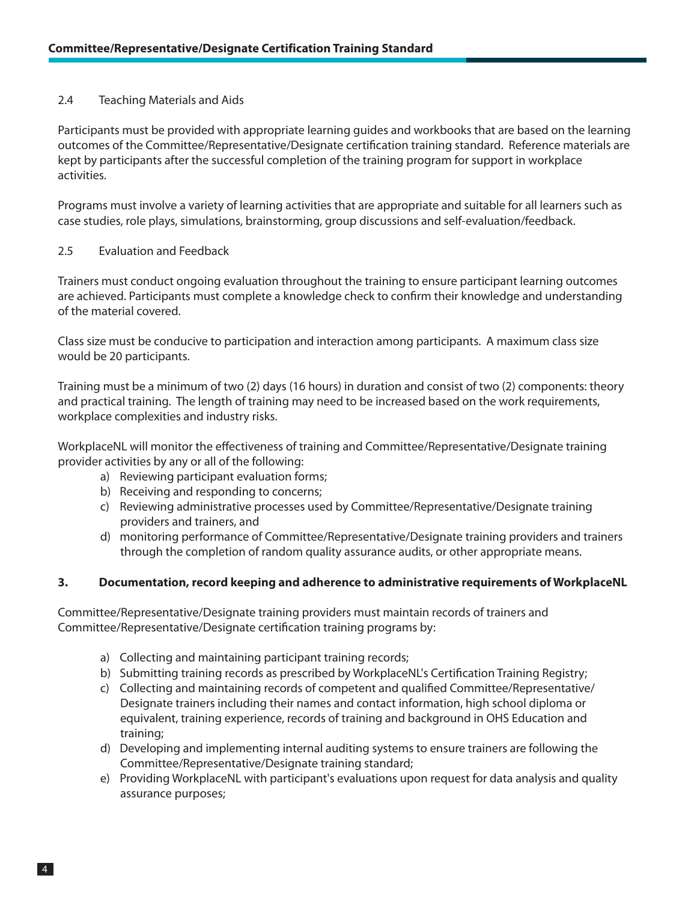### 2.4 Teaching Materials and Aids

Participants must be provided with appropriate learning guides and workbooks that are based on the learning outcomes of the Committee/Representative/Designate certification training standard. Reference materials are kept by participants after the successful completion of the training program for support in workplace activities.

Programs must involve a variety of learning activities that are appropriate and suitable for all learners such as case studies, role plays, simulations, brainstorming, group discussions and self-evaluation/feedback.

### 2.5 Evaluation and Feedback

Trainers must conduct ongoing evaluation throughout the training to ensure participant learning outcomes are achieved. Participants must complete a knowledge check to confirm their knowledge and understanding of the material covered.

Class size must be conducive to participation and interaction among participants. A maximum class size would be 20 participants.

Training must be a minimum of two (2) days (16 hours) in duration and consist of two (2) components: theory and practical training. The length of training may need to be increased based on the work requirements, workplace complexities and industry risks.

WorkplaceNL will monitor the effectiveness of training and Committee/Representative/Designate training provider activities by any or all of the following:

a) Reviewing participant evaluation forms;
b) Receiving and responding to concerns;
c) Reviewing administrative processes used by Committee/Representative/Designate training providers and trainers, and
d) monitoring performance of Committee/Representative/Designate training providers and trainers through the completion of random quality assurance audits, or other appropriate means.

## 3. Documentation, record keeping and adherence to administrative requirements of WorkplaceNL

Committee/Representative/Designate training providers must maintain records of trainers and Committee/Representative/Designate certification training programs by:

a) Collecting and maintaining participant training records;
b) Submitting training records as prescribed by WorkplaceNL's Certification Training Registry;
c) Collecting and maintaining records of competent and qualified Committee/Representative/Designate trainers including their names and contact information, high school diploma or equivalent, training experience, records of training and background in OHS Education and training;
d) Developing and implementing internal auditing systems to ensure trainers are following the Committee/Representative/Designate training standard;
e) Providing WorkplaceNL with participant's evaluations upon request for data analysis and quality assurance purposes;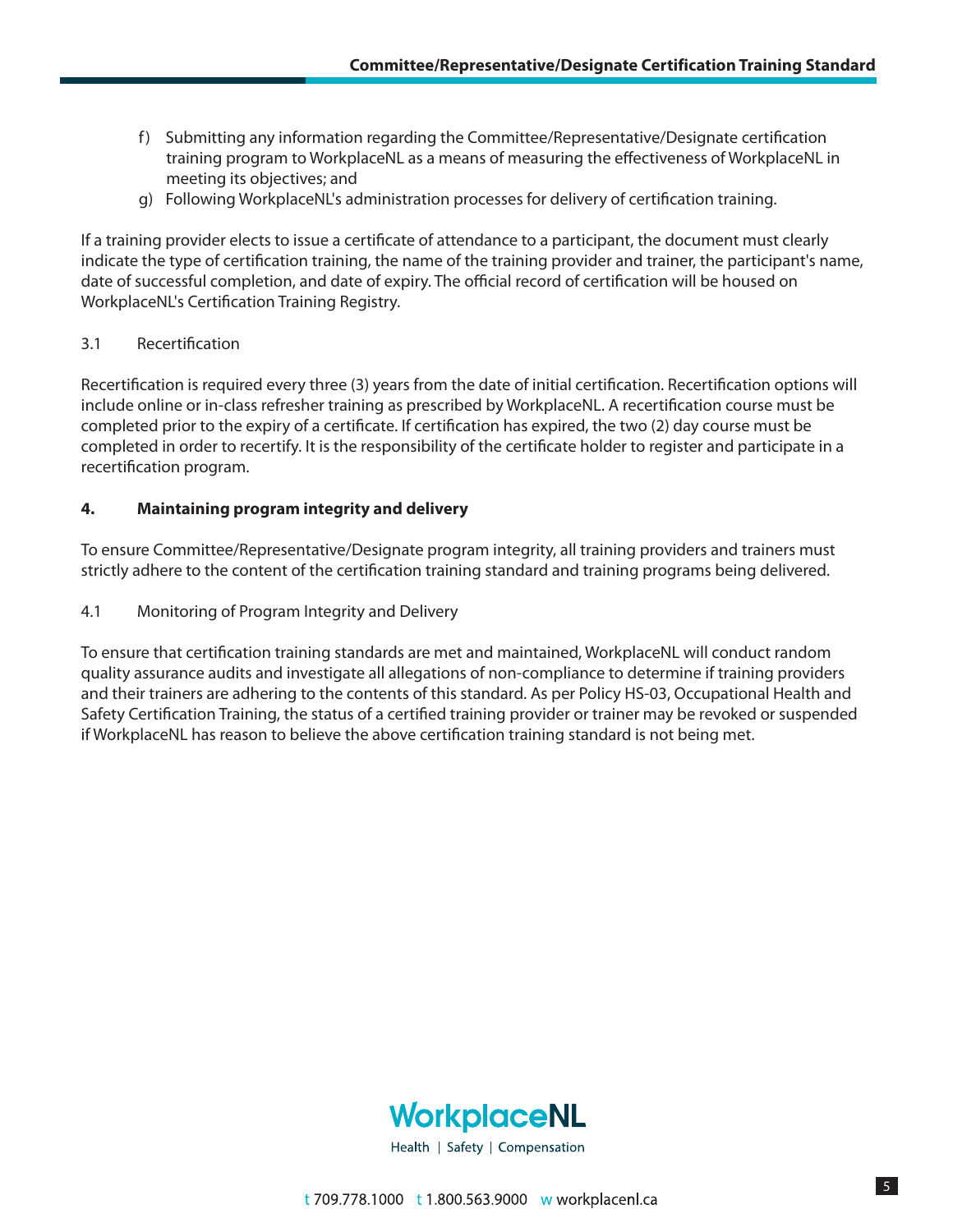f) Submitting any information regarding the Committee/Representative/Designate certification training program to WorkplaceNL as a means of measuring the effectiveness of WorkplaceNL in meeting its objectives; and
g) Following WorkplaceNL's administration processes for delivery of certification training.

If a training provider elects to issue a certificate of attendance to a participant, the document must clearly indicate the type of certification training, the name of the training provider and trainer, the participant's name, date of successful completion, and date of expiry. The official record of certification will be housed on WorkplaceNL's Certification Training Registry.

### 3.1 Recertification

Recertification is required every three (3) years from the date of initial certification. Recertification options will include online or in-class refresher training as prescribed by WorkplaceNL. A recertification course must be completed prior to the expiry of a certificate. If certification has expired, the two (2) day course must be completed in order to recertify. It is the responsibility of the certificate holder to register and participate in a recertification program.

## 4. Maintaining program integrity and delivery

To ensure Committee/Representative/Designate program integrity, all training providers and trainers must strictly adhere to the content of the certification training standard and training programs being delivered.

### 4.1 Monitoring of Program Integrity and Delivery

To ensure that certification training standards are met and maintained, WorkplaceNL will conduct random quality assurance audits and investigate all allegations of non-compliance to determine if training providers and their trainers are adhering to the contents of this standard. As per Policy HS-03, Occupational Health and Safety Certification Training, the status of a certified training provider or trainer may be revoked or suspended if WorkplaceNL has reason to believe the above certification training standard is not being met.